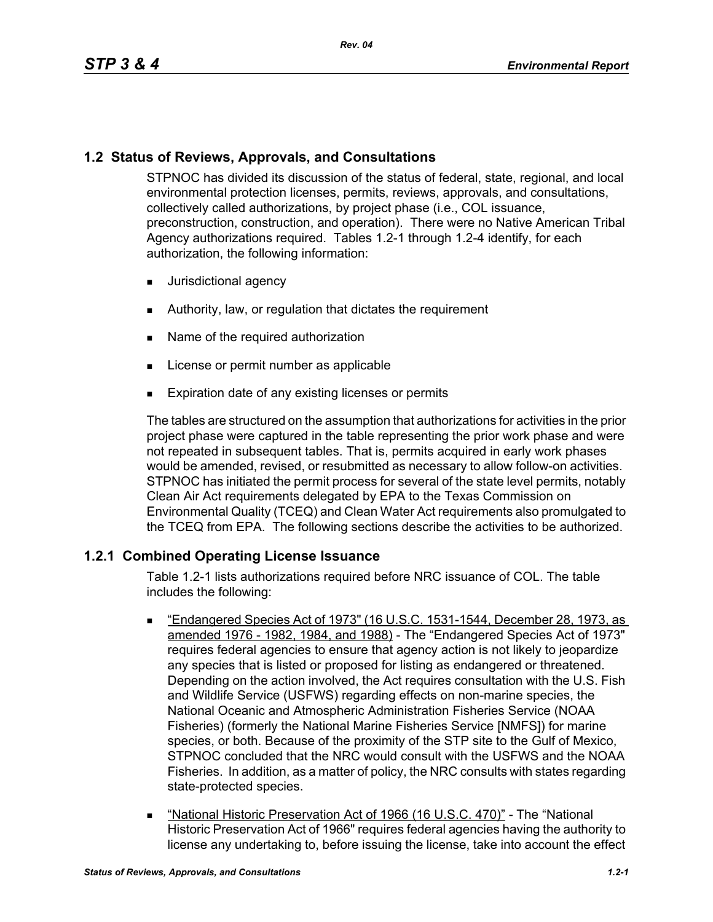## 1.2 Status of Reviews, Approvals, and Consultations

STPNOC has divided its discussion of the status of federal, state, regional, and local environmental protection licenses, permits, reviews, approvals, and consultations, collectively called authorizations, by project phase (i.e., COL issuance, preconstruction, construction, and operation). There were no Native American Tribal Agency authorizations required. Tables 1.2-1 through 1.2-4 identify, for each authorization, the following information:

- Jurisdictional agency
- Authority, law, or regulation that dictates the requirement
- Name of the required authorization
- License or permit number as applicable
- Expiration date of any existing licenses or permits

The tables are structured on the assumption that authorizations for activities in the prior project phase were captured in the table representing the prior work phase and were not repeated in subsequent tables. That is, permits acquired in early work phases would be amended, revised, or resubmitted as necessary to allow follow-on activities. STPNOC has initiated the permit process for several of the state level permits, notably Clean Air Act requirements delegated by EPA to the Texas Commission on Environmental Quality (TCEQ) and Clean Water Act requirements also promulgated to the TCEQ from EPA. The following sections describe the activities to be authorized.

### 1.2.1 Combined Operating License Issuance

Table 1.2-1 lists authorizations required before NRC issuance of COL. The table includes the following:

- <u>"Endangered Species Act of 1973" (16 U.S.C. 1531-1544, December 28, 1973, as amended 1976 - 1982, 1984, and 1988)</u> - The "Endangered Species Act of 1973" requires federal agencies to ensure that agency action is not likely to jeopardize any species that is listed or proposed for listing as endangered or threatened. Depending on the action involved, the Act requires consultation with the U.S. Fish and Wildlife Service (USFWS) regarding effects on non-marine species, the National Oceanic and Atmospheric Administration Fisheries Service (NOAA Fisheries) (formerly the National Marine Fisheries Service [NMFS]) for marine species, or both. Because of the proximity of the STP site to the Gulf of Mexico, STPNOC concluded that the NRC would consult with the USFWS and the NOAA Fisheries. In addition, as a matter of policy, the NRC consults with states regarding state-protected species.
- <u>"National Historic Preservation Act of 1966 (16 U.S.C. 470)"</u> - The "National Historic Preservation Act of 1966" requires federal agencies having the authority to license any undertaking to, before issuing the license, take into account the effect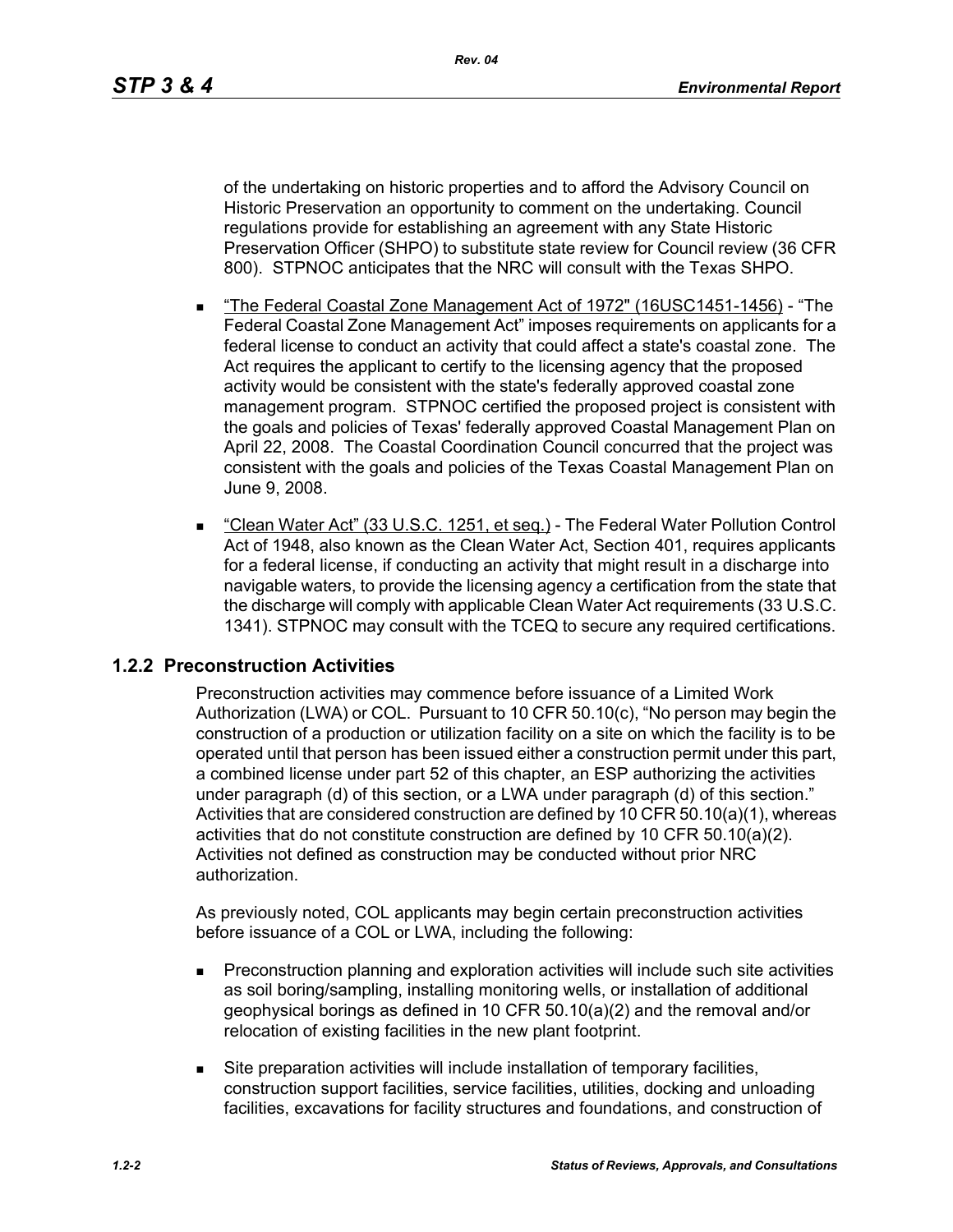of the undertaking on historic properties and to afford the Advisory Council on Historic Preservation an opportunity to comment on the undertaking. Council regulations provide for establishing an agreement with any State Historic Preservation Officer (SHPO) to substitute state review for Council review (36 CFR 800). STPNOC anticipates that the NRC will consult with the Texas SHPO.

- "The Federal Coastal Zone Management Act of 1972" (16USC1451-1456) - "The Federal Coastal Zone Management Act" imposes requirements on applicants for a federal license to conduct an activity that could affect a state's coastal zone. The Act requires the applicant to certify to the licensing agency that the proposed activity would be consistent with the state's federally approved coastal zone management program. STPNOC certified the proposed project is consistent with the goals and policies of Texas' federally approved Coastal Management Plan on April 22, 2008. The Coastal Coordination Council concurred that the project was consistent with the goals and policies of the Texas Coastal Management Plan on June 9, 2008.
- "Clean Water Act" (33 U.S.C. 1251, et seq.) - The Federal Water Pollution Control Act of 1948, also known as the Clean Water Act, Section 401, requires applicants for a federal license, if conducting an activity that might result in a discharge into navigable waters, to provide the licensing agency a certification from the state that the discharge will comply with applicable Clean Water Act requirements (33 U.S.C. 1341). STPNOC may consult with the TCEQ to secure any required certifications.

### 1.2.2 Preconstruction Activities

Preconstruction activities may commence before issuance of a Limited Work Authorization (LWA) or COL. Pursuant to 10 CFR 50.10(c), "No person may begin the construction of a production or utilization facility on a site on which the facility is to be operated until that person has been issued either a construction permit under this part, a combined license under part 52 of this chapter, an ESP authorizing the activities under paragraph (d) of this section, or a LWA under paragraph (d) of this section." Activities that are considered construction are defined by 10 CFR 50.10(a)(1), whereas activities that do not constitute construction are defined by 10 CFR 50.10(a)(2). Activities not defined as construction may be conducted without prior NRC authorization.

As previously noted, COL applicants may begin certain preconstruction activities before issuance of a COL or LWA, including the following:

- Preconstruction planning and exploration activities will include such site activities as soil boring/sampling, installing monitoring wells, or installation of additional geophysical borings as defined in 10 CFR 50.10(a)(2) and the removal and/or relocation of existing facilities in the new plant footprint.
- Site preparation activities will include installation of temporary facilities, construction support facilities, service facilities, utilities, docking and unloading facilities, excavations for facility structures and foundations, and construction of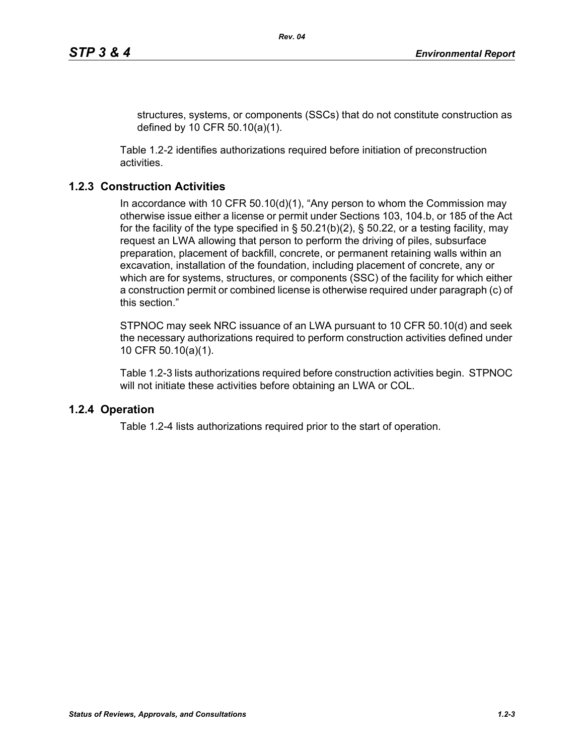structures, systems, or components (SSCs) that do not constitute construction as defined by 10 CFR 50.10(a)(1).

Table 1.2-2 identifies authorizations required before initiation of preconstruction activities.

### 1.2.3 Construction Activities

In accordance with 10 CFR 50.10(d)(1), "Any person to whom the Commission may otherwise issue either a license or permit under Sections 103, 104.b, or 185 of the Act for the facility of the type specified in § 50.21(b)(2), § 50.22, or a testing facility, may request an LWA allowing that person to perform the driving of piles, subsurface preparation, placement of backfill, concrete, or permanent retaining walls within an excavation, installation of the foundation, including placement of concrete, any or which are for systems, structures, or components (SSC) of the facility for which either a construction permit or combined license is otherwise required under paragraph (c) of this section."

STPNOC may seek NRC issuance of an LWA pursuant to 10 CFR 50.10(d) and seek the necessary authorizations required to perform construction activities defined under 10 CFR 50.10(a)(1).

Table 1.2-3 lists authorizations required before construction activities begin. STPNOC will not initiate these activities before obtaining an LWA or COL.

### 1.2.4 Operation

Table 1.2-4 lists authorizations required prior to the start of operation.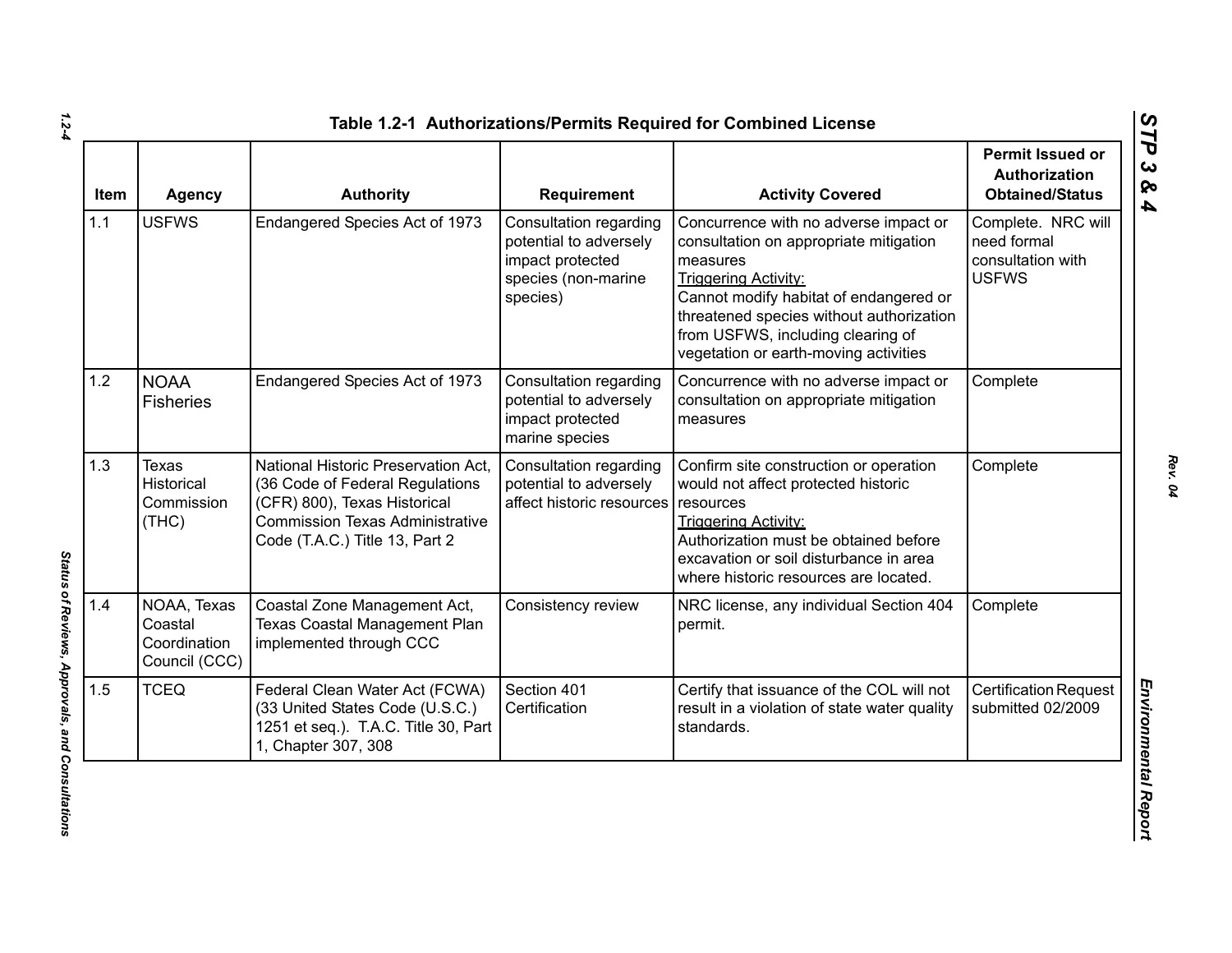### Table 1.2-1 Authorizations/Permits Required for Combined License

| Item | Agency | Authority | Requirement | Activity Covered | Permit Issued or Authorization Obtained/Status |
|---|---|---|---|---|---|
| 1.1 | USFWS | Endangered Species Act of 1973 | Consultation regarding potential to adversely impact protected species (non-marine species) | Concurrence with no adverse impact or consultation on appropriate mitigation measures<br><u>Triggering Activity:</u><br>Cannot modify habitat of endangered or threatened species without authorization from USFWS, including clearing of vegetation or earth-moving activities | Complete. NRC will need formal consultation with USFWS |
| 1.2 | NOAA Fisheries | Endangered Species Act of 1973 | Consultation regarding potential to adversely impact protected marine species | Concurrence with no adverse impact or consultation on appropriate mitigation measures | Complete |
| 1.3 | Texas Historical Commission (THC) | National Historic Preservation Act, (36 Code of Federal Regulations (CFR) 800), Texas Historical Commission Texas Administrative Code (T.A.C.) Title 13, Part 2 | Consultation regarding potential to adversely affect historic resources | Confirm site construction or operation would not affect protected historic resources<br><u>Triggering Activity:</u><br>Authorization must be obtained before excavation or soil disturbance in area where historic resources are located. | Complete |
| 1.4 | NOAA, Texas Coastal Coordination Council (CCC) | Coastal Zone Management Act, Texas Coastal Management Plan implemented through CCC | Consistency review | NRC license, any individual Section 404 permit. | Complete |
| 1.5 | TCEQ | Federal Clean Water Act (FCWA) (33 United States Code (U.S.C.) 1251 et seq.). T.A.C. Title 30, Part 1, Chapter 307, 308 | Section 401 Certification | Certify that issuance of the COL will not result in a violation of state water quality standards. | Certification Request submitted 02/2009 |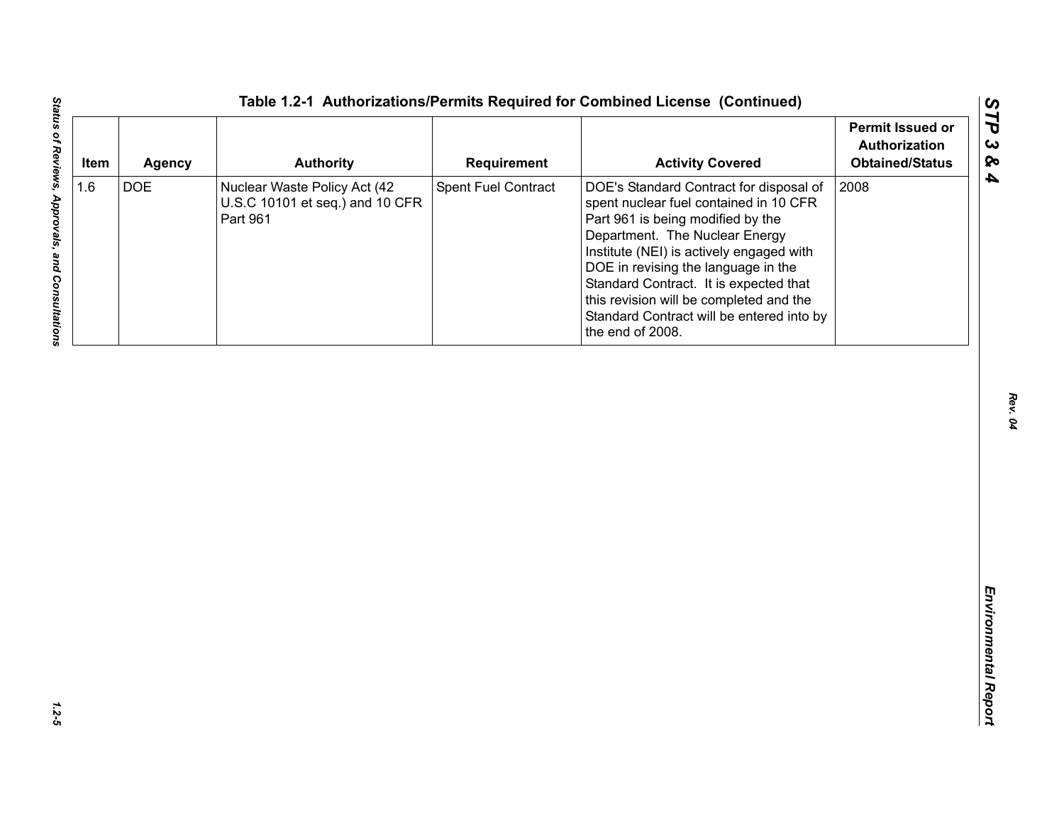**Table 1.2-1 Authorizations/Permits Required for Combined License (Continued)**

| Item | Agency | Authority | Requirement | Activity Covered | Permit Issued or Authorization Obtained/Status |
|---|---|---|---|---|---|
| 1.6 | DOE | Nuclear Waste Policy Act (42 U.S.C 10101 et seq.) and 10 CFR Part 961 | Spent Fuel Contract | DOE's Standard Contract for disposal of spent nuclear fuel contained in 10 CFR Part 961 is being modified by the Department. The Nuclear Energy Institute (NEI) is actively engaged with DOE in revising the language in the Standard Contract. It is expected that this revision will be completed and the Standard Contract will be entered into by the end of 2008. | 2008 |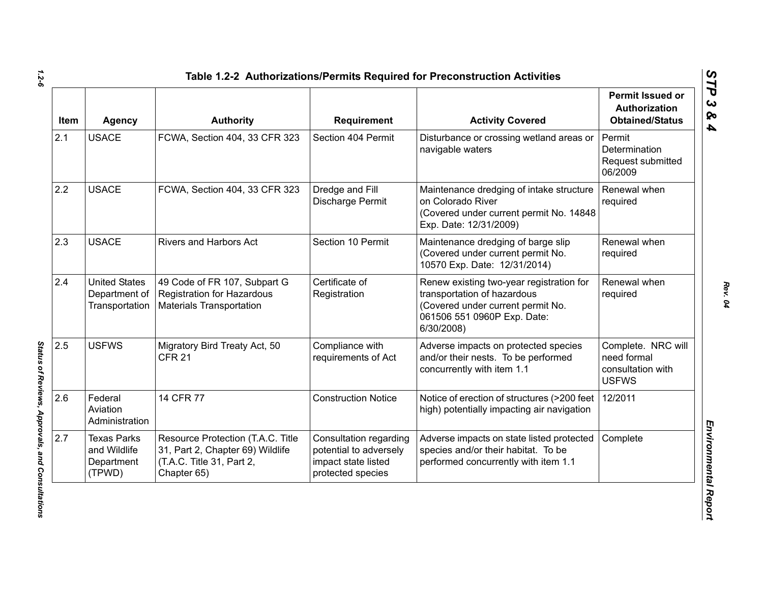## Table 1.2-2 Authorizations/Permits Required for Preconstruction Activities

| Item | Agency | Authority | Requirement | Activity Covered | Permit Issued or Authorization Obtained/Status |
|---|---|---|---|---|---|
| 2.1 | USACE | FCWA, Section 404, 33 CFR 323 | Section 404 Permit | Disturbance or crossing wetland areas or navigable waters | Permit Determination Request submitted 06/2009 |
| 2.2 | USACE | FCWA, Section 404, 33 CFR 323 | Dredge and Fill Discharge Permit | Maintenance dredging of intake structure on Colorado River (Covered under current permit No. 14848 Exp. Date: 12/31/2009) | Renewal when required |
| 2.3 | USACE | Rivers and Harbors Act | Section 10 Permit | Maintenance dredging of barge slip (Covered under current permit No. 10570 Exp. Date: 12/31/2014) | Renewal when required |
| 2.4 | United States Department of Transportation | 49 Code of FR 107, Subpart G Registration for Hazardous Materials Transportation | Certificate of Registration | Renew existing two-year registration for transportation of hazardous (Covered under current permit No. 061506 551 0960P Exp. Date: 6/30/2008) | Renewal when required |
| 2.5 | USFWS | Migratory Bird Treaty Act, 50 CFR 21 | Compliance with requirements of Act | Adverse impacts on protected species and/or their nests. To be performed concurrently with item 1.1 | Complete. NRC will need formal consultation with USFWS |
| 2.6 | Federal Aviation Administration | 14 CFR 77 | Construction Notice | Notice of erection of structures (>200 feet high) potentially impacting air navigation | 12/2011 |
| 2.7 | Texas Parks and Wildlife Department (TPWD) | Resource Protection (T.A.C. Title 31, Part 2, Chapter 69) Wildlife (T.A.C. Title 31, Part 2, Chapter 65) | Consultation regarding potential to adversely impact state listed protected species | Adverse impacts on state listed protected species and/or their habitat. To be performed concurrently with item 1.1 | Complete |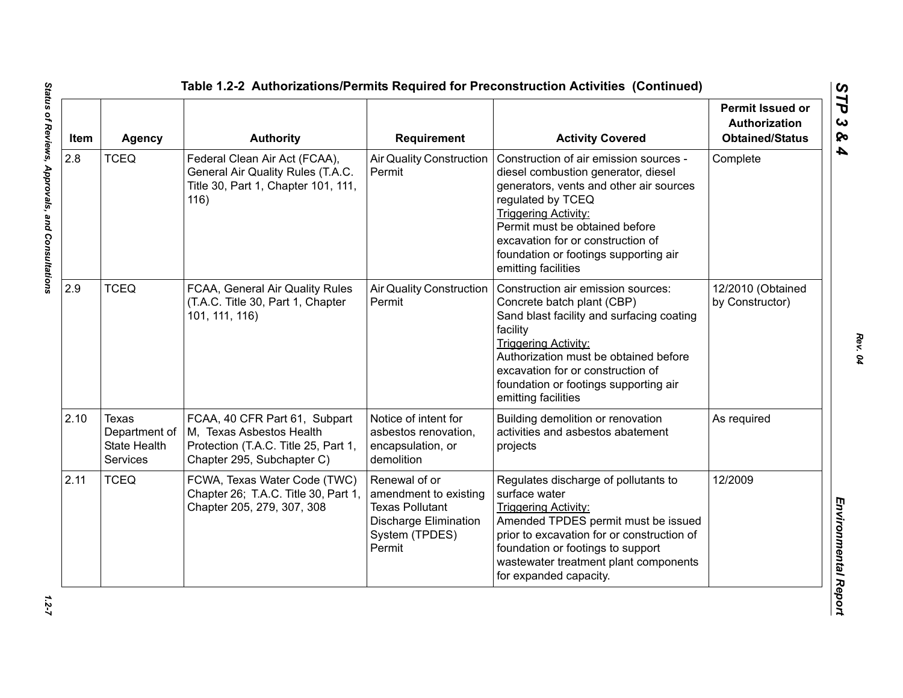## Table 1.2-2 Authorizations/Permits Required for Preconstruction Activities (Continued)

| Item | Agency | Authority | Requirement | Activity Covered | Permit Issued or Authorization Obtained/Status |
|---|---|---|---|---|---|
| 2.8 | TCEQ | Federal Clean Air Act (FCAA), General Air Quality Rules (T.A.C. Title 30, Part 1, Chapter 101, 111, 116) | Air Quality Construction Permit | Construction of air emission sources - diesel combustion generator, diesel generators, vents and other air sources regulated by TCEQ<br>Triggering Activity:<br>Permit must be obtained before excavation for or construction of foundation or footings supporting air emitting facilities | Complete |
| 2.9 | TCEQ | FCAA, General Air Quality Rules (T.A.C. Title 30, Part 1, Chapter 101, 111, 116) | Air Quality Construction Permit | Construction air emission sources:<br>Concrete batch plant (CBP)<br>Sand blast facility and surfacing coating facility<br>Triggering Activity:<br>Authorization must be obtained before excavation for or construction of foundation or footings supporting air emitting facilities | 12/2010 (Obtained by Constructor) |
| 2.10 | Texas Department of State Health Services | FCAA, 40 CFR Part 61, Subpart M, Texas Asbestos Health Protection (T.A.C. Title 25, Part 1, Chapter 295, Subchapter C) | Notice of intent for asbestos renovation, encapsulation, or demolition | Building demolition or renovation activities and asbestos abatement projects | As required |
| 2.11 | TCEQ | FCWA, Texas Water Code (TWC) Chapter 26; T.A.C. Title 30, Part 1, Chapter 205, 279, 307, 308 | Renewal of or amendment to existing Texas Pollutant Discharge Elimination System (TPDES) Permit | Regulates discharge of pollutants to surface water<br>Triggering Activity:<br>Amended TPDES permit must be issued prior to excavation for or construction of foundation or footings to support wastewater treatment plant components for expanded capacity. | 12/2009 |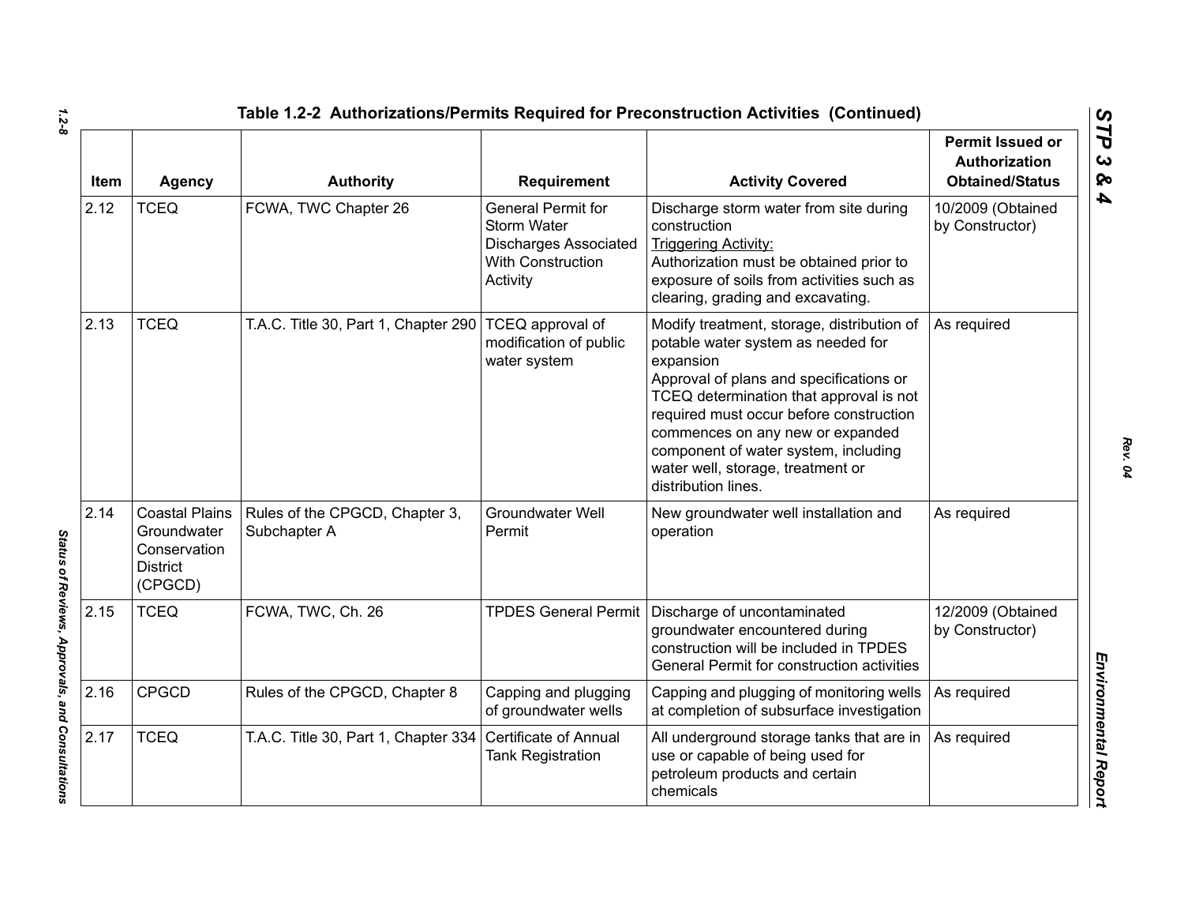## Table 1.2-2 Authorizations/Permits Required for Preconstruction Activities (Continued)

| Item | Agency | Authority | Requirement | Activity Covered | Permit Issued or Authorization Obtained/Status |
|---|---|---|---|---|---|
| 2.12 | TCEQ | FCWA, TWC Chapter 26 | General Permit for Storm Water Discharges Associated With Construction Activity | Discharge storm water from site during construction<br>Triggering Activity:<br>Authorization must be obtained prior to exposure of soils from activities such as clearing, grading and excavating. | 10/2009 (Obtained by Constructor) |
| 2.13 | TCEQ | T.A.C. Title 30, Part 1, Chapter 290 | TCEQ approval of modification of public water system | Modify treatment, storage, distribution of potable water system as needed for expansion<br>Approval of plans and specifications or TCEQ determination that approval is not required must occur before construction commences on any new or expanded component of water system, including water well, storage, treatment or distribution lines. | As required |
| 2.14 | Coastal Plains Groundwater Conservation District (CPGCD) | Rules of the CPGCD, Chapter 3, Subchapter A | Groundwater Well Permit | New groundwater well installation and operation | As required |
| 2.15 | TCEQ | FCWA, TWC, Ch. 26 | TPDES General Permit | Discharge of uncontaminated groundwater encountered during construction will be included in TPDES General Permit for construction activities | 12/2009 (Obtained by Constructor) |
| 2.16 | CPGCD | Rules of the CPGCD, Chapter 8 | Capping and plugging of groundwater wells | Capping and plugging of monitoring wells at completion of subsurface investigation | As required |
| 2.17 | TCEQ | T.A.C. Title 30, Part 1, Chapter 334 | Certificate of Annual Tank Registration | All underground storage tanks that are in use or capable of being used for petroleum products and certain chemicals | As required |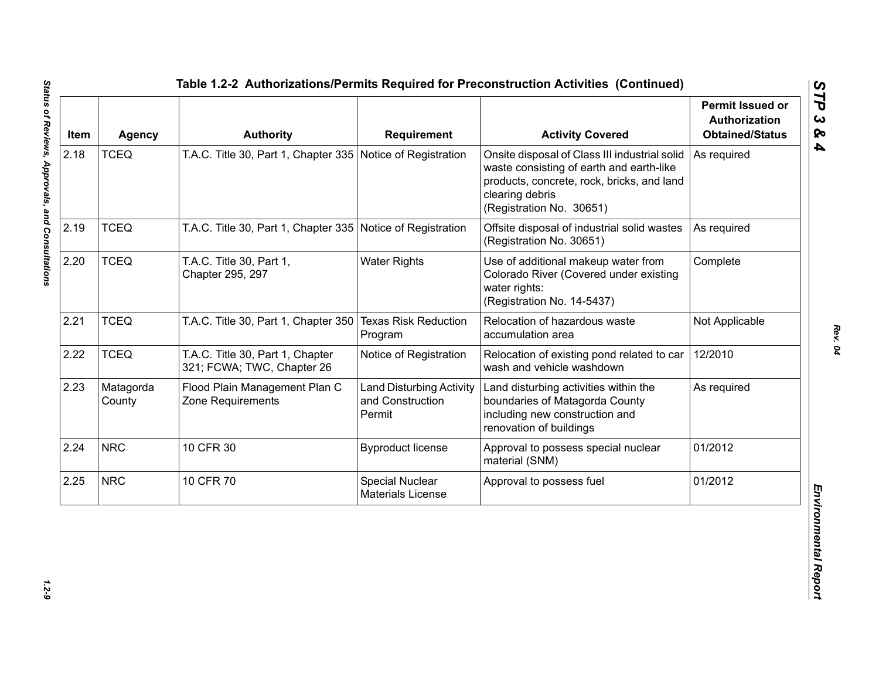**Table 1.2-2 Authorizations/Permits Required for Preconstruction Activities (Continued)**

| Item | Agency | Authority | Requirement | Activity Covered | Permit Issued or Authorization Obtained/Status |
|---|---|---|---|---|---|
| 2.18 | TCEQ | T.A.C. Title 30, Part 1, Chapter 335 | Notice of Registration | Onsite disposal of Class III industrial solid waste consisting of earth and earth-like products, concrete, rock, bricks, and land clearing debris (Registration No. 30651) | As required |
| 2.19 | TCEQ | T.A.C. Title 30, Part 1, Chapter 335 | Notice of Registration | Offsite disposal of industrial solid wastes (Registration No. 30651) | As required |
| 2.20 | TCEQ | T.A.C. Title 30, Part 1, Chapter 295, 297 | Water Rights | Use of additional makeup water from Colorado River (Covered under existing water rights: (Registration No. 14-5437) | Complete |
| 2.21 | TCEQ | T.A.C. Title 30, Part 1, Chapter 350 | Texas Risk Reduction Program | Relocation of hazardous waste accumulation area | Not Applicable |
| 2.22 | TCEQ | T.A.C. Title 30, Part 1, Chapter 321; FCWA; TWC, Chapter 26 | Notice of Registration | Relocation of existing pond related to car wash and vehicle washdown | 12/2010 |
| 2.23 | Matagorda County | Flood Plain Management Plan C Zone Requirements | Land Disturbing Activity and Construction Permit | Land disturbing activities within the boundaries of Matagorda County including new construction and renovation of buildings | As required |
| 2.24 | NRC | 10 CFR 30 | Byproduct license | Approval to possess special nuclear material (SNM) | 01/2012 |
| 2.25 | NRC | 10 CFR 70 | Special Nuclear Materials License | Approval to possess fuel | 01/2012 |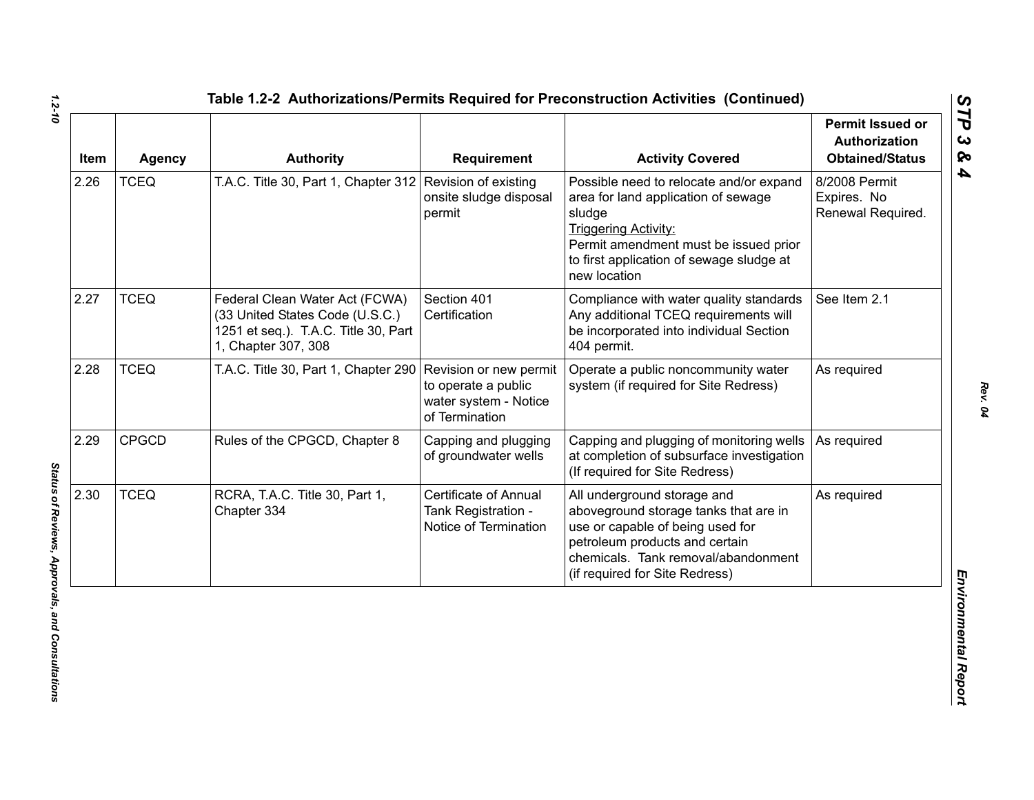Table 1.2-2 Authorizations/Permits Required for Preconstruction Activities (Continued)

| Item | Agency | Authority | Requirement | Activity Covered | Permit Issued or Authorization Obtained/Status |
|---|---|---|---|---|---|
| 2.26 | TCEQ | T.A.C. Title 30, Part 1, Chapter 312 | Revision of existing onsite sludge disposal permit | Possible need to relocate and/or expand area for land application of sewage sludge<br>Triggering Activity:<br>Permit amendment must be issued prior to first application of sewage sludge at new location | 8/2008 Permit Expires. No Renewal Required. |
| 2.27 | TCEQ | Federal Clean Water Act (FCWA) (33 United States Code (U.S.C.) 1251 et seq.). T.A.C. Title 30, Part 1, Chapter 307, 308 | Section 401 Certification | Compliance with water quality standards Any additional TCEQ requirements will be incorporated into individual Section 404 permit. | See Item 2.1 |
| 2.28 | TCEQ | T.A.C. Title 30, Part 1, Chapter 290 | Revision or new permit to operate a public water system - Notice of Termination | Operate a public noncommunity water system (if required for Site Redress) | As required |
| 2.29 | CPGCD | Rules of the CPGCD, Chapter 8 | Capping and plugging of groundwater wells | Capping and plugging of monitoring wells at completion of subsurface investigation (If required for Site Redress) | As required |
| 2.30 | TCEQ | RCRA, T.A.C. Title 30, Part 1, Chapter 334 | Certificate of Annual Tank Registration - Notice of Termination | All underground storage and aboveground storage tanks that are in use or capable of being used for petroleum products and certain chemicals. Tank removal/abandonment (if required for Site Redress) | As required |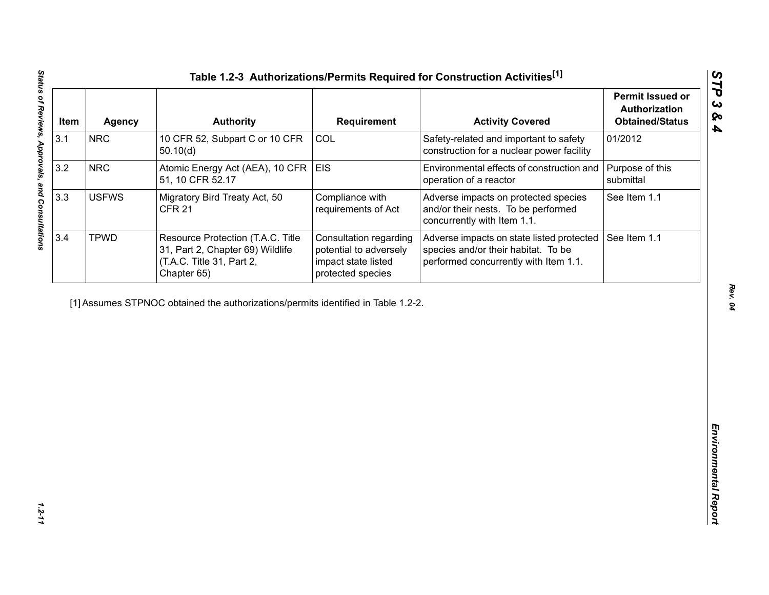## Table 1.2-3 Authorizations/Permits Required for Construction Activities[1]

| Item | Agency | Authority | Requirement | Activity Covered | Permit Issued or Authorization Obtained/Status |
|---|---|---|---|---|---|
| 3.1 | NRC | 10 CFR 52, Subpart C or 10 CFR 50.10(d) | COL | Safety-related and important to safety construction for a nuclear power facility | 01/2012 |
| 3.2 | NRC | Atomic Energy Act (AEA), 10 CFR 51, 10 CFR 52.17 | EIS | Environmental effects of construction and operation of a reactor | Purpose of this submittal |
| 3.3 | USFWS | Migratory Bird Treaty Act, 50 CFR 21 | Compliance with requirements of Act | Adverse impacts on protected species and/or their nests. To be performed concurrently with Item 1.1. | See Item 1.1 |
| 3.4 | TPWD | Resource Protection (T.A.C. Title 31, Part 2, Chapter 69) Wildlife (T.A.C. Title 31, Part 2, Chapter 65) | Consultation regarding potential to adversely impact state listed protected species | Adverse impacts on state listed protected species and/or their habitat. To be performed concurrently with Item 1.1. | See Item 1.1 |

[1] Assumes STPNOC obtained the authorizations/permits identified in Table 1.2-2.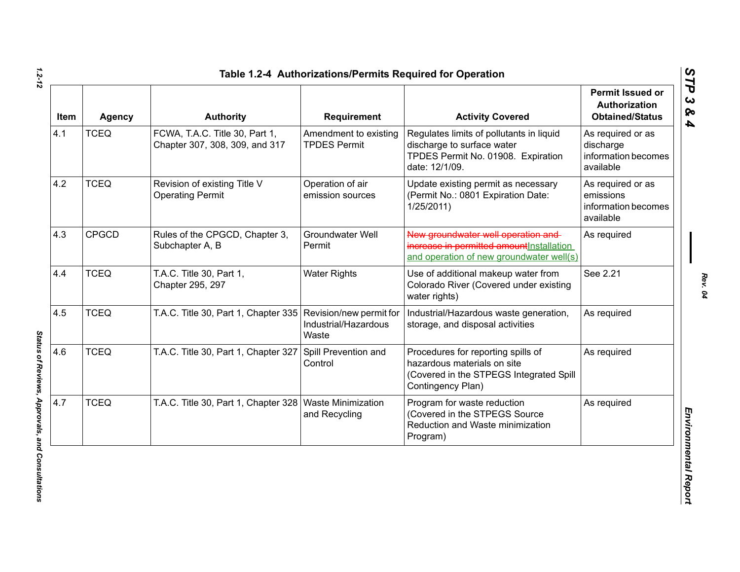## Table 1.2-4 Authorizations/Permits Required for Operation

| Item | Agency | Authority | Requirement | Activity Covered | Permit Issued or Authorization Obtained/Status |
|---|---|---|---|---|---|
| 4.1 | TCEQ | FCWA, T.A.C. Title 30, Part 1, Chapter 307, 308, 309, and 317 | Amendment to existing TPDES Permit | Regulates limits of pollutants in liquid discharge to surface water TPDES Permit No. 01908. Expiration date: 12/1/09. | As required or as discharge information becomes available |
| 4.2 | TCEQ | Revision of existing Title V Operating Permit | Operation of air emission sources | Update existing permit as necessary (Permit No.: 0801 Expiration Date: 1/25/2011) | As required or as emissions information becomes available |
| 4.3 | CPGCD | Rules of the CPGCD, Chapter 3, Subchapter A, B | Groundwater Well Permit | ~~New groundwater well operation and increase in permitted amount~~ Installation and operation of new groundwater well(s) | As required |
| 4.4 | TCEQ | T.A.C. Title 30, Part 1, Chapter 295, 297 | Water Rights | Use of additional makeup water from Colorado River (Covered under existing water rights) | See 2.21 |
| 4.5 | TCEQ | T.A.C. Title 30, Part 1, Chapter 335 | Revision/new permit for Industrial/Hazardous Waste | Industrial/Hazardous waste generation, storage, and disposal activities | As required |
| 4.6 | TCEQ | T.A.C. Title 30, Part 1, Chapter 327 | Spill Prevention and Control | Procedures for reporting spills of hazardous materials on site (Covered in the STPEGS Integrated Spill Contingency Plan) | As required |
| 4.7 | TCEQ | T.A.C. Title 30, Part 1, Chapter 328 | Waste Minimization and Recycling | Program for waste reduction (Covered in the STPEGS Source Reduction and Waste minimization Program) | As required |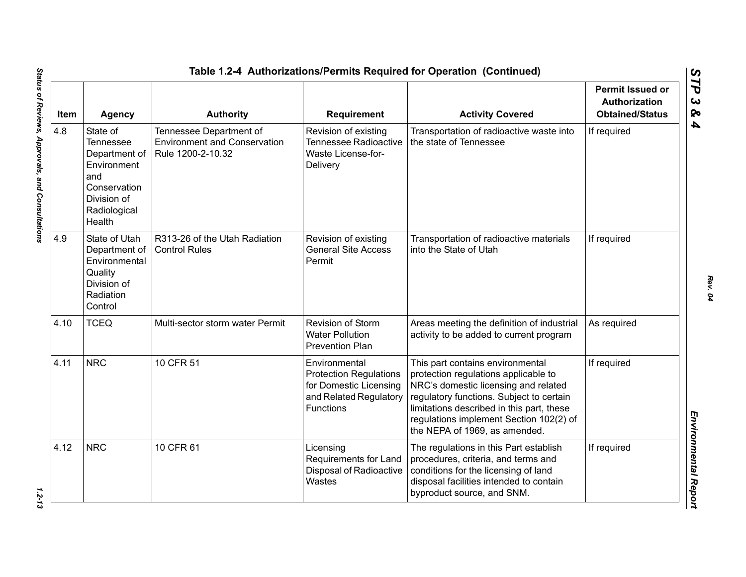## Table 1.2-4 Authorizations/Permits Required for Operation (Continued)

| Item | Agency | Authority | Requirement | Activity Covered | Permit Issued or Authorization Obtained/Status |
|---|---|---|---|---|---|
| 4.8 | State of Tennessee Department of Environment and Conservation Division of Radiological Health | Tennessee Department of Environment and Conservation Rule 1200-2-10.32 | Revision of existing Tennessee Radioactive Waste License-for-Delivery | Transportation of radioactive waste into the state of Tennessee | If required |
| 4.9 | State of Utah Department of Environmental Quality Division of Radiation Control | R313-26 of the Utah Radiation Control Rules | Revision of existing General Site Access Permit | Transportation of radioactive materials into the State of Utah | If required |
| 4.10 | TCEQ | Multi-sector storm water Permit | Revision of Storm Water Pollution Prevention Plan | Areas meeting the definition of industrial activity to be added to current program | As required |
| 4.11 | NRC | 10 CFR 51 | Environmental Protection Regulations for Domestic Licensing and Related Regulatory Functions | This part contains environmental protection regulations applicable to NRC's domestic licensing and related regulatory functions. Subject to certain limitations described in this part, these regulations implement Section 102(2) of the NEPA of 1969, as amended. | If required |
| 4.12 | NRC | 10 CFR 61 | Licensing Requirements for Land Disposal of Radioactive Wastes | The regulations in this Part establish procedures, criteria, and terms and conditions for the licensing of land disposal facilities intended to contain byproduct source, and SNM. | If required |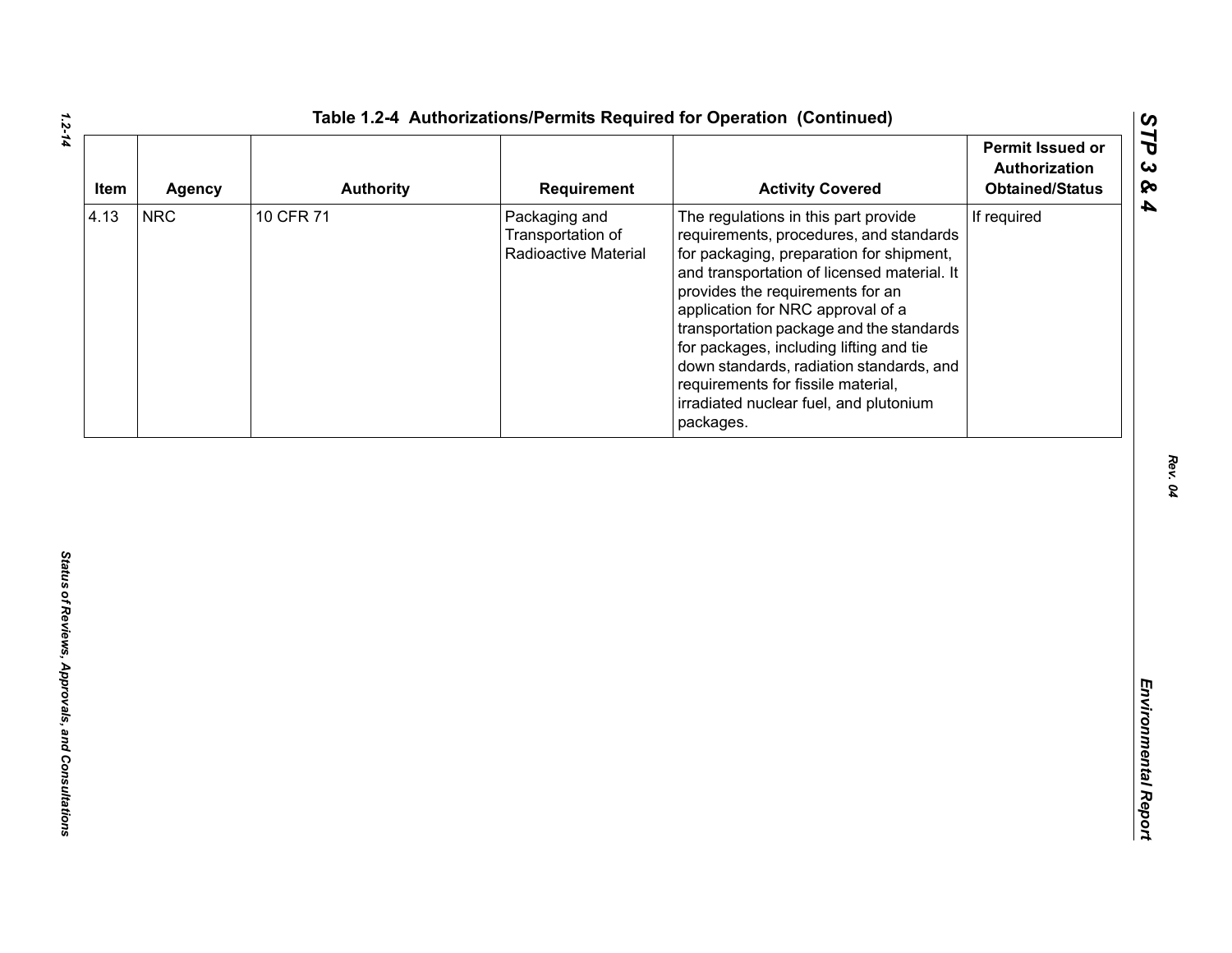**Table 1.2-4 Authorizations/Permits Required for Operation (Continued)**

| Item | Agency | Authority | Requirement | Activity Covered | Permit Issued or Authorization Obtained/Status |
|---|---|---|---|---|---|
| 4.13 | NRC | 10 CFR 71 | Packaging and Transportation of Radioactive Material | The regulations in this part provide requirements, procedures, and standards for packaging, preparation for shipment, and transportation of licensed material. It provides the requirements for an application for NRC approval of a transportation package and the standards for packages, including lifting and tie down standards, radiation standards, and requirements for fissile material, irradiated nuclear fuel, and plutonium packages. | If required |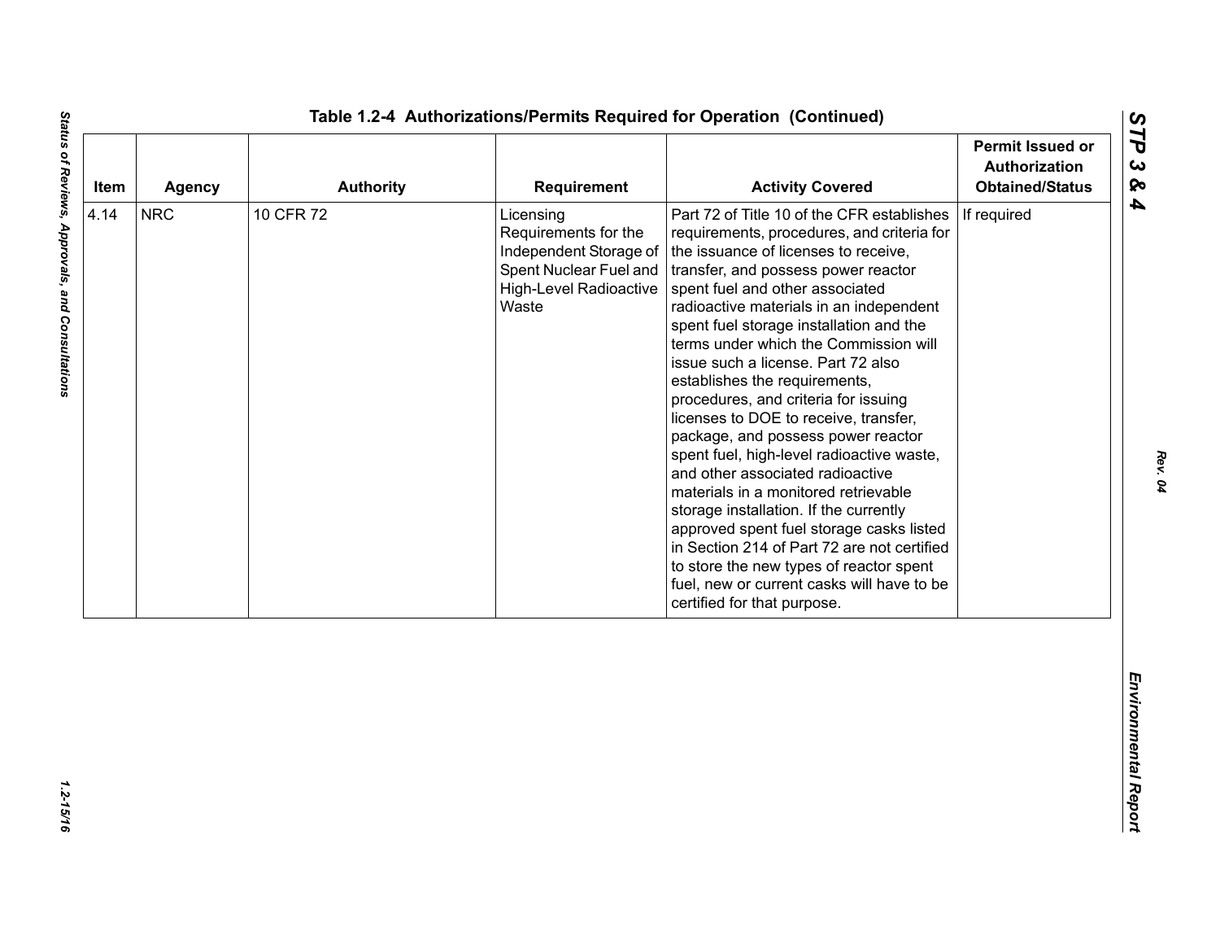**Table 1.2-4 Authorizations/Permits Required for Operation (Continued)**

| Item | Agency | Authority | Requirement | Activity Covered | Permit Issued or Authorization Obtained/Status |
|---|---|---|---|---|---|
| 4.14 | NRC | 10 CFR 72 | Licensing Requirements for the Independent Storage of Spent Nuclear Fuel and High-Level Radioactive Waste | Part 72 of Title 10 of the CFR establishes requirements, procedures, and criteria for the issuance of licenses to receive, transfer, and possess power reactor spent fuel and other associated radioactive materials in an independent spent fuel storage installation and the terms under which the Commission will issue such a license. Part 72 also establishes the requirements, procedures, and criteria for issuing licenses to DOE to receive, transfer, package, and possess power reactor spent fuel, high-level radioactive waste, and other associated radioactive materials in a monitored retrievable storage installation. If the currently approved spent fuel storage casks listed in Section 214 of Part 72 are not certified to store the new types of reactor spent fuel, new or current casks will have to be certified for that purpose. | If required |